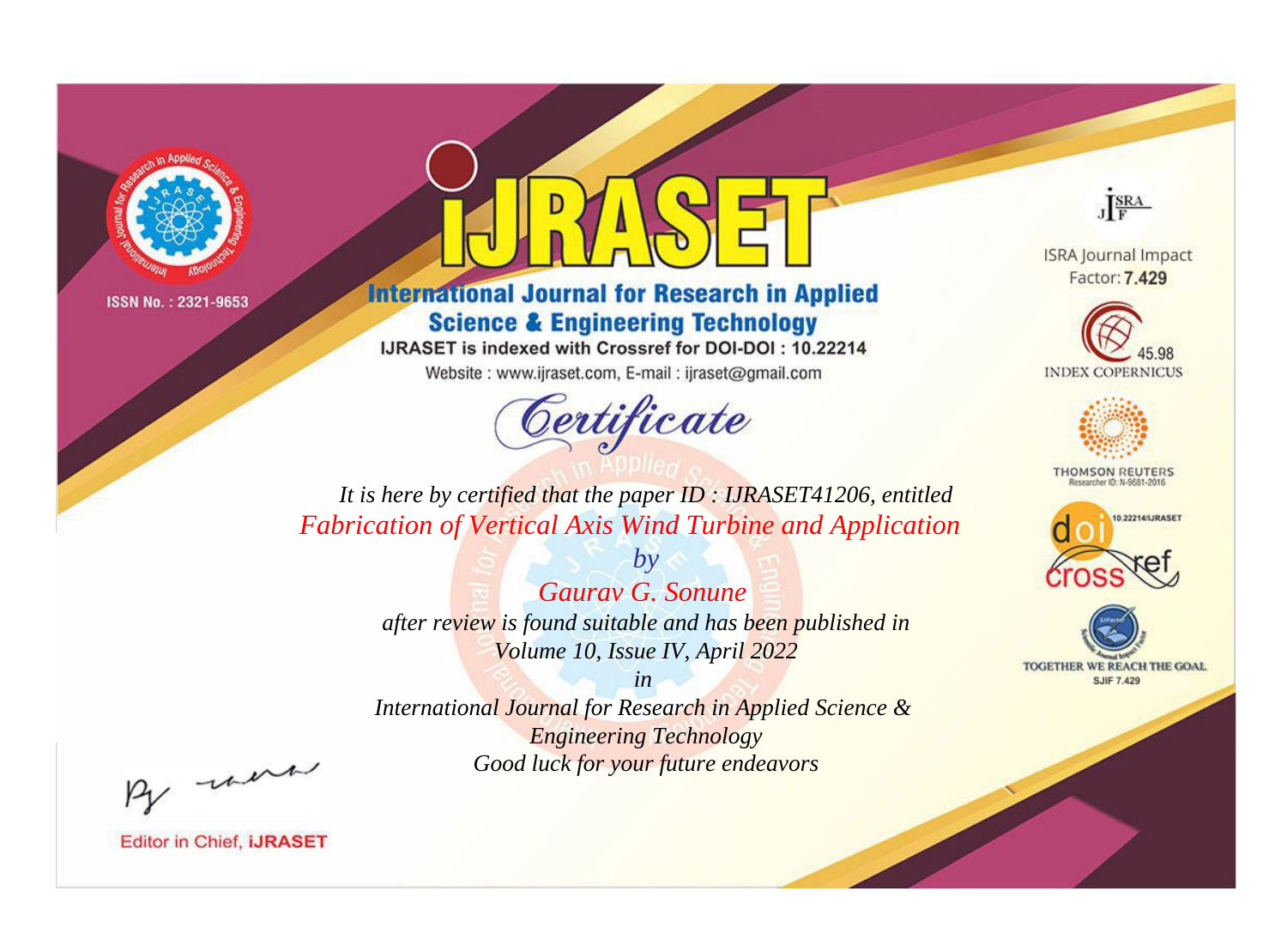ISSN No. : 2321-9653

# IJRASET

## International Journal for Research in Applied Science & Engineering Technology

IJRASET is indexed with Crossref for DOI-DOI : 10.22214

Website : www.ijraset.com, E-mail : ijraset@gmail.com

*Certificate*

*It is here by certified that the paper ID : IJRASET41206, entitled*

*Fabrication of Vertical Axis Wind Turbine and Application*

*by*

*Gaurav G. Sonune*

*after review is found suitable and has been published in*

*Volume 10, Issue IV, April 2022*

*in*

*International Journal for Research in Applied Science & Engineering Technology*

*Good luck for your future endeavors*

ISRA Journal Impact Factor: **7.429**

45.98 INDEX COPERNICUS

THOMSON REUTERS Researcher ID: N-9681-2016

10.22214/IJRASET

TOGETHER WE REACH THE GOAL SJIF 7.429

Editor in Chief, **iJRASET**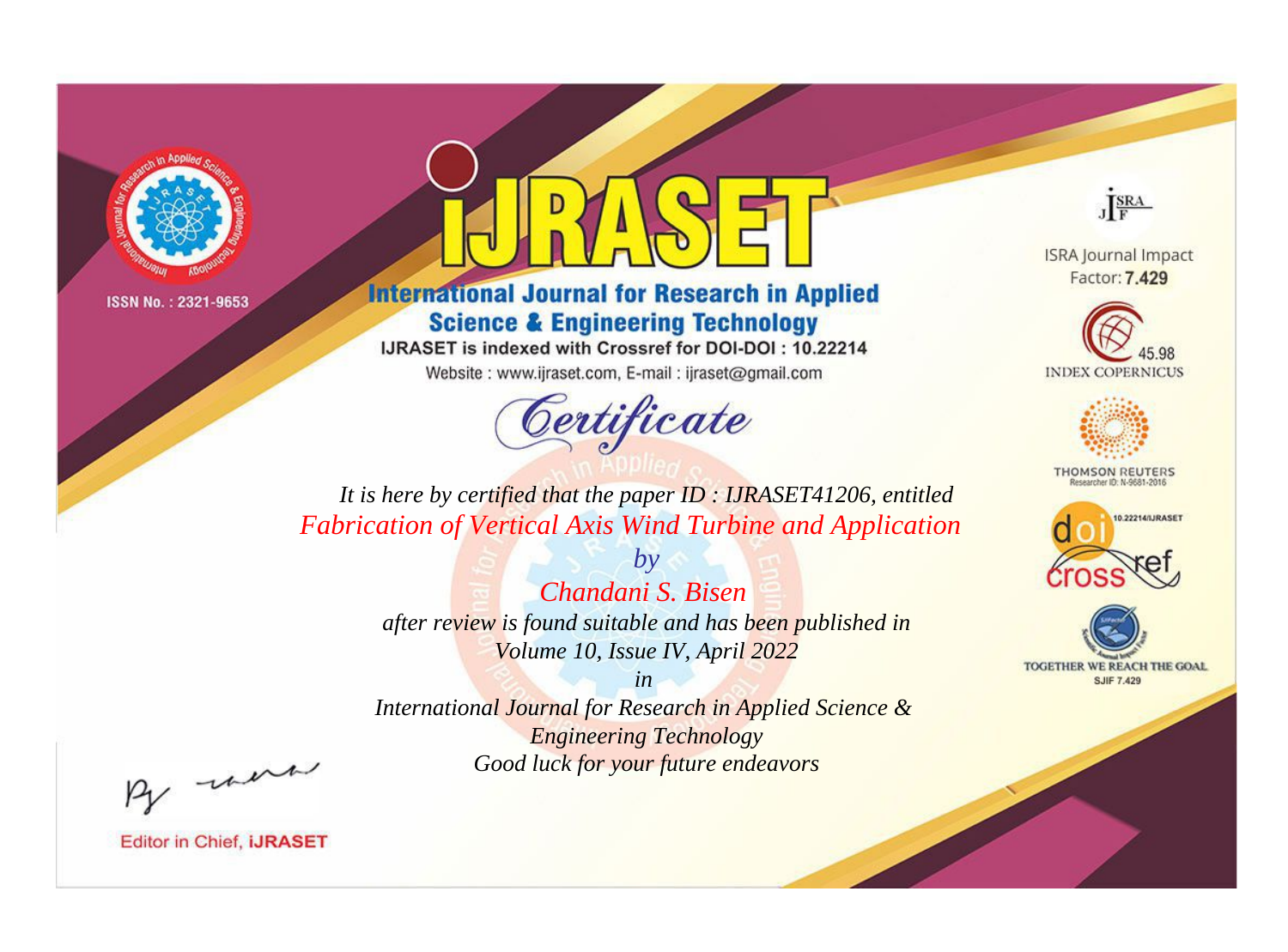ISSN No. : 2321-9653

# IJRASET

## International Journal for Research in Applied Science & Engineering Technology

IJRASET is indexed with Crossref for DOI-DOI : 10.22214

Website : www.ijraset.com, E-mail : ijraset@gmail.com

ISRA Journal Impact Factor: **7.429**

45.98 INDEX COPERNICUS

THOMSON REUTERS Researcher ID: N-9681-2016

10.22214/IJRASET

TOGETHER WE REACH THE GOAL SJIF 7.429

# *Certificate*

*It is here by certified that the paper ID : IJRASET41206, entitled*

*Fabrication of Vertical Axis Wind Turbine and Application*

*by*

*Chandani S. Bisen*

*after review is found suitable and has been published in*

*Volume 10, Issue IV, April 2022*

*in*

*International Journal for Research in Applied Science & Engineering Technology*

*Good luck for your future endeavors*

Editor in Chief, **iJRASET**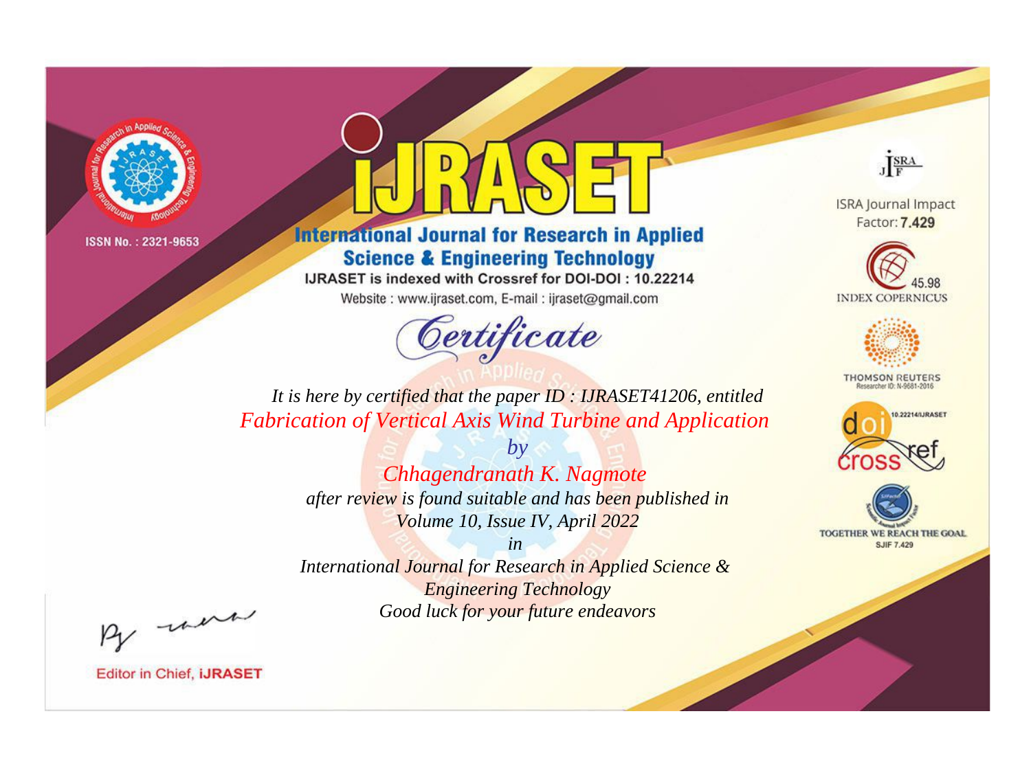ISSN No. : 2321-9653

# IJRASET

## International Journal for Research in Applied Science & Engineering Technology

IJRASET is indexed with Crossref for DOI-DOI : 10.22214

Website : www.ijraset.com, E-mail : ijraset@gmail.com

ISRA Journal Impact Factor: **7.429**

45.98 INDEX COPERNICUS

THOMSON REUTERS Researcher ID: N-9681-2016

10.22214/IJRASET

TOGETHER WE REACH THE GOAL SJIF 7.429

# *Certificate*

*It is here by certified that the paper ID : IJRASET41206, entitled*

*Fabrication of Vertical Axis Wind Turbine and Application*

*by*

*Chhagendranath K. Nagmote*

*after review is found suitable and has been published in*

*Volume 10, Issue IV, April 2022*

*in*

*International Journal for Research in Applied Science & Engineering Technology*

*Good luck for your future endeavors*

Editor in Chief, **iJRASET**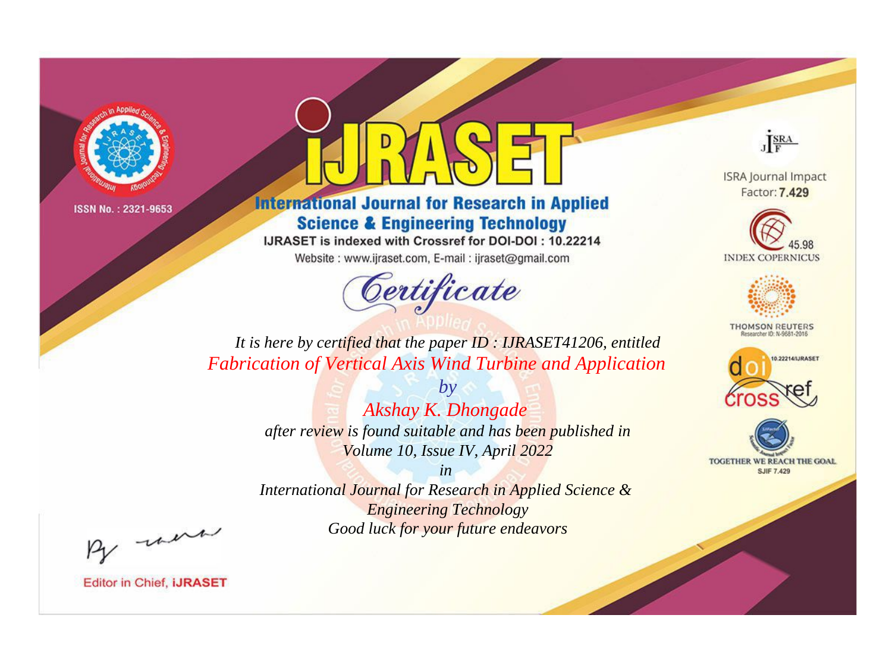ISSN No. : 2321-9653

# iJRASET

## International Journal for Research in Applied Science & Engineering Technology

IJRASET is indexed with Crossref for DOI-DOI : 10.22214

Website : www.ijraset.com, E-mail : ijraset@gmail.com

# Certificate

*It is here by certified that the paper ID : IJRASET41206, entitled*

*Fabrication of Vertical Axis Wind Turbine and Application*

*by*

*Akshay K. Dhongade*

*after review is found suitable and has been published in*

*Volume 10, Issue IV, April 2022*

*in*

*International Journal for Research in Applied Science & Engineering Technology*

*Good luck for your future endeavors*

ISRA Journal Impact Factor: **7.429**

45.98 INDEX COPERNICUS

THOMSON REUTERS Researcher ID: N-9681-2016

10.22214/IJRASET

TOGETHER WE REACH THE GOAL SJIF 7.429

Editor in Chief, **iJRASET**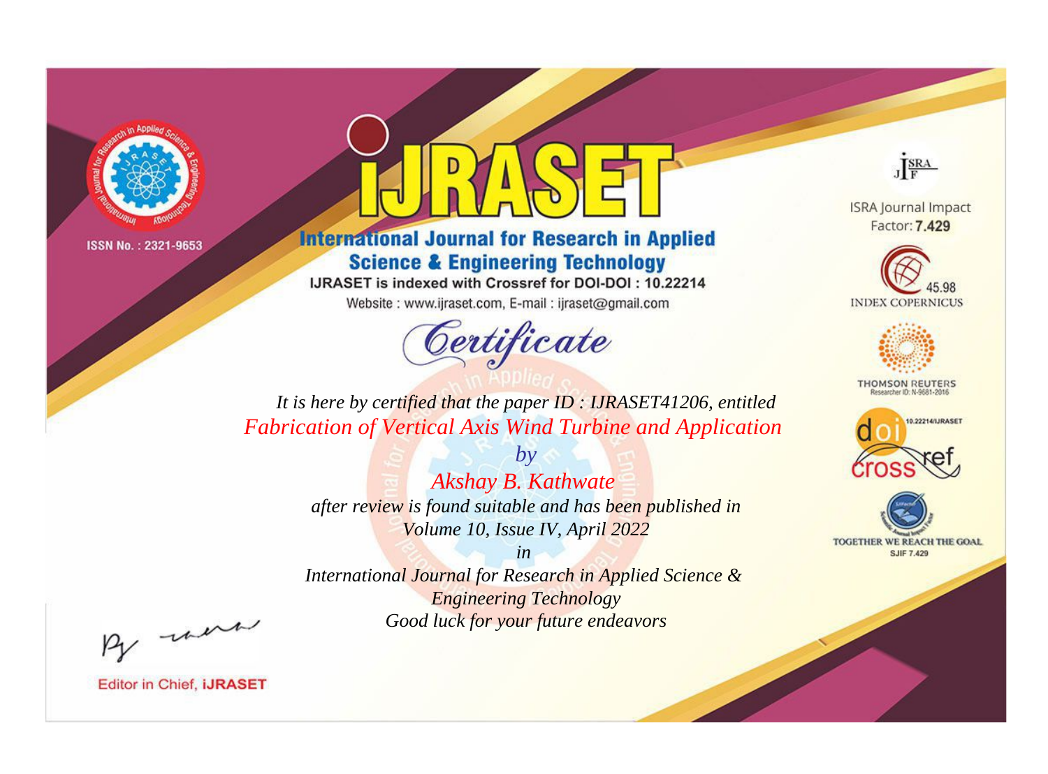ISSN No. : 2321-9653

# iJRASET

**International Journal for Research in Applied Science & Engineering Technology**

IJRASET is indexed with Crossref for DOI-DOI : 10.22214

Website : www.ijraset.com, E-mail : ijraset@gmail.com

## Certificate

*It is here by certified that the paper ID : IJRASET41206, entitled*

*Fabrication of Vertical Axis Wind Turbine and Application*

*by*

*Akshay B. Kathwate*

*after review is found suitable and has been published in*

*Volume 10, Issue IV, April 2022*

*in*

*International Journal for Research in Applied Science & Engineering Technology*

*Good luck for your future endeavors*

ISRA Journal Impact Factor: **7.429**

45.98 INDEX COPERNICUS

THOMSON REUTERS Researcher ID: N-9681-2016

10.22214/IJRASET

TOGETHER WE REACH THE GOAL SJIF 7.429

Editor in Chief, **iJRASET**